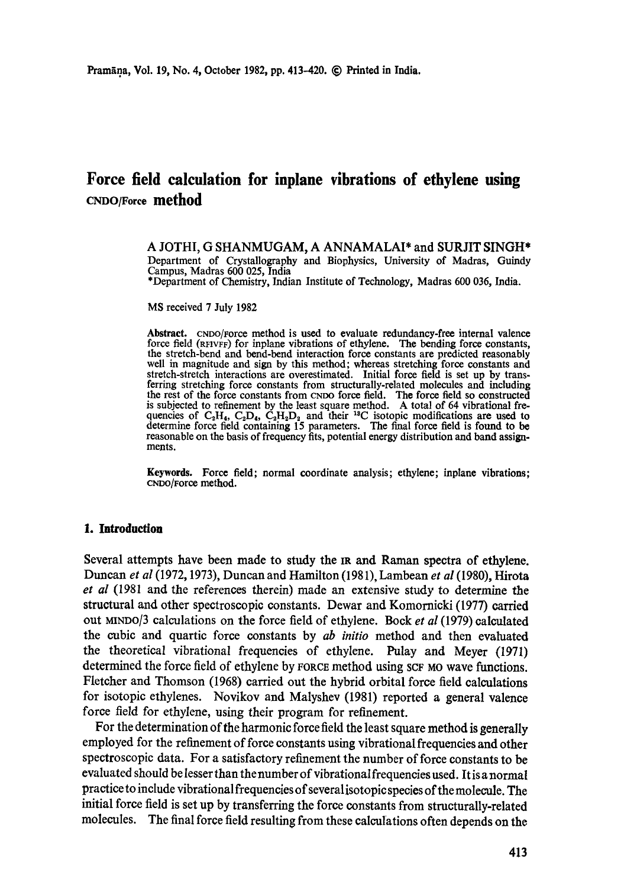# Force field calculation for inplane vibrations of ethylene using CNDO/Force method

A JOTHI, G SHANMUGAM, A ANNAMALAI* and SURJIT SINGH*

Department of Crystallography and Biophysics, University of Madras, Guindy Campus, Madras 600 025, India

*Department of Chemistry, Indian Institute of Technology, Madras 600 036, India.

MS received 7 July 1982

**Abstract.** CNDO/FORCE method is used to evaluate redundancy-free internal valence force field (RFIVFF) for inplane vibrations of ethylene. The bending force constants, the stretch-bend and bend-bend interaction force constants are predicted reasonably well in magnitude and sign by this method; whereas stretching force constants and stretch-stretch interactions are overestimated. Initial force field is set up by transferring stretching force constants from structurally-related molecules and including the rest of the force constants from CNDO force field. The force field so constructed is subjected to refinement by the least square method. A total of 64 vibrational frequencies of $C_2H_4$, $C_2D_4$, $C_2H_2D_2$ and their $^{13}C$ isotopic modifications are used to determine force field containing 15 parameters. The final force field is found to be reasonable on the basis of frequency fits, potential energy distribution and band assignments.

**Keywords.** Force field; normal coordinate analysis; ethylene; inplane vibrations; CNDO/Force method.

## 1. Introduction

Several attempts have been made to study the IR and Raman spectra of ethylene. Duncan *et al* (1972, 1973), Duncan and Hamilton (1981), Lambean *et al* (1980), Hirota *et al* (1981 and the references therein) made an extensive study to determine the structural and other spectroscopic constants. Dewar and Komornicki (1977) carried out MINDO/3 calculations on the force field of ethylene. Bock *et al* (1979) calculated the cubic and quartic force constants by *ab initio* method and then evaluated the theoretical vibrational frequencies of ethylene. Pulay and Meyer (1971) determined the force field of ethylene by FORCE method using SCF MO wave functions. Fletcher and Thomson (1968) carried out the hybrid orbital force field calculations for isotopic ethylenes. Novikov and Malyshev (1981) reported a general valence force field for ethylene, using their program for refinement.

For the determination of the harmonic force field the least square method is generally employed for the refinement of force constants using vibrational frequencies and other spectroscopic data. For a satisfactory refinement the number of force constants to be evaluated should be lesser than the number of vibrational frequencies used. It is a normal practice to include vibrational frequencies of several isotopic species of the molecule. The initial force field is set up by transferring the force constants from structurally-related molecules. The final force field resulting from these calculations often depends on the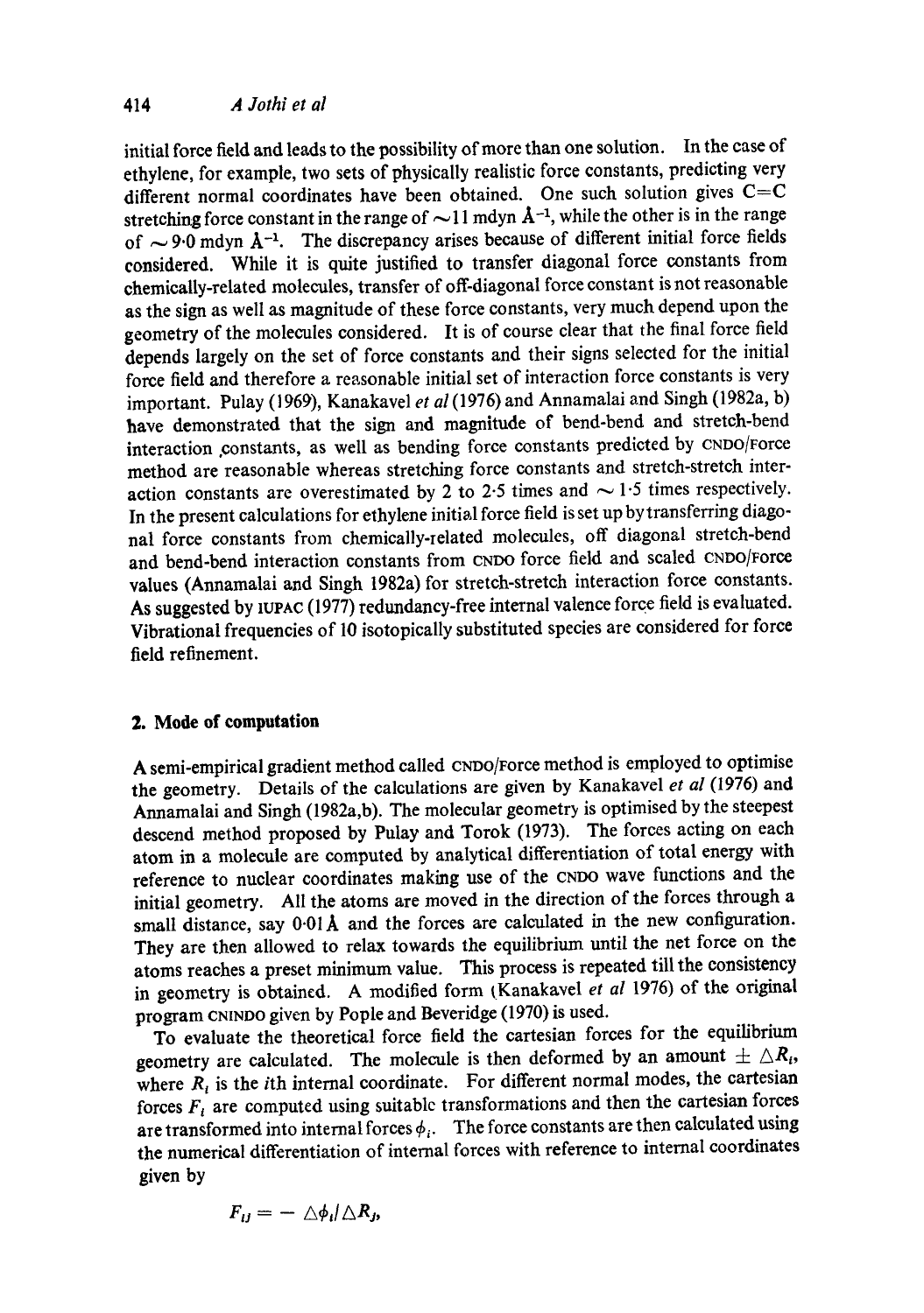initial force field and leads to the possibility of more than one solution. In the case of ethylene, for example, two sets of physically realistic force constants, predicting very different normal coordinates have been obtained. One such solution gives C=C stretching force constant in the range of $\sim 11$ mdyn Å$^{-1}$, while the other is in the range of $\sim 9{\cdot}0$ mdyn Å$^{-1}$. The discrepancy arises because of different initial force fields considered. While it is quite justified to transfer diagonal force constants from chemically-related molecules, transfer of off-diagonal force constant is not reasonable as the sign as well as magnitude of these force constants, very much depend upon the geometry of the molecules considered. It is of course clear that the final force field depends largely on the set of force constants and their signs selected for the initial force field and therefore a reasonable initial set of interaction force constants is very important. Pulay (1969), Kanakavel *et al* (1976) and Annamalai and Singh (1982a, b) have demonstrated that the sign and magnitude of bend-bend and stretch-bend interaction constants, as well as bending force constants predicted by CNDO/Force method are reasonable whereas stretching force constants and stretch-stretch interaction constants are overestimated by 2 to 2·5 times and $\sim 1{\cdot}5$ times respectively. In the present calculations for ethylene initial force field is set up by transferring diagonal force constants from chemically-related molecules, off diagonal stretch-bend and bend-bend interaction constants from CNDO force field and scaled CNDO/Force values (Annamalai and Singh 1982a) for stretch-stretch interaction force constants. As suggested by IUPAC (1977) redundancy-free internal valence force field is evaluated. Vibrational frequencies of 10 isotopically substituted species are considered for force field refinement.

## 2. Mode of computation

A semi-empirical gradient method called CNDO/Force method is employed to optimise the geometry. Details of the calculations are given by Kanakavel *et al* (1976) and Annamalai and Singh (1982a,b). The molecular geometry is optimised by the steepest descend method proposed by Pulay and Torok (1973). The forces acting on each atom in a molecule are computed by analytical differentiation of total energy with reference to nuclear coordinates making use of the CNDO wave functions and the initial geometry. All the atoms are moved in the direction of the forces through a small distance, say 0·01 Å and the forces are calculated in the new configuration. They are then allowed to relax towards the equilibrium until the net force on the atoms reaches a preset minimum value. This process is repeated till the consistency in geometry is obtained. A modified form (Kanakavel *et al* 1976) of the original program CNINDO given by Pople and Beveridge (1970) is used.

To evaluate the theoretical force field the cartesian forces for the equilibrium geometry are calculated. The molecule is then deformed by an amount $\pm \triangle R_i$, where $R_i$ is the $i$th internal coordinate. For different normal modes, the cartesian forces $F_i$ are computed using suitable transformations and then the cartesian forces are transformed into internal forces $\phi_i$. The force constants are then calculated using the numerical differentiation of internal forces with reference to internal coordinates given by

$$F_{ij} = - \triangle\phi_i / \triangle R_j,$$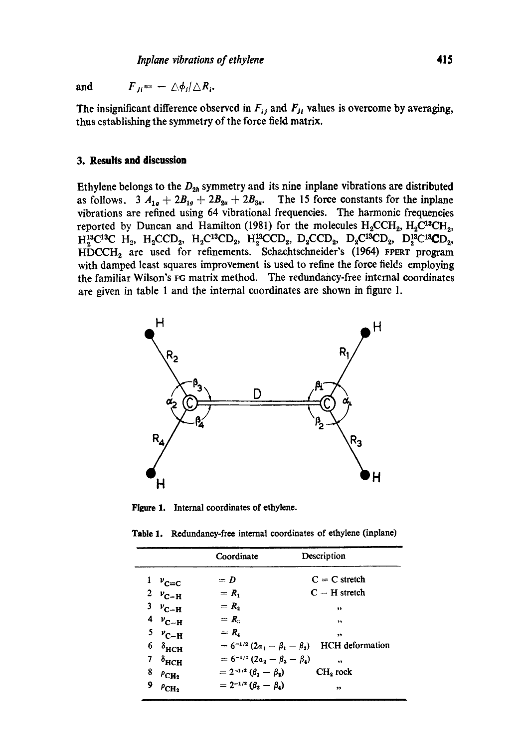and $\quad F_{ji} = -\triangle\phi_j/\triangle R_i$.

The insignificant difference observed in $F_{ij}$ and $F_{ji}$ values is overcome by averaging, thus establishing the symmetry of the force field matrix.

## 3. Results and discussion

Ethylene belongs to the $D_{2h}$ symmetry and its nine inplane vibrations are distributed as follows. $3A_{1g} + 2B_{1g} + 2B_{2u} + 2B_{3u}$. The 15 force constants for the inplane vibrations are refined using 64 vibrational frequencies. The harmonic frequencies reported by Duncan and Hamilton (1981) for the molecules $H_2CCH_2$, $H_2C^{13}CH_2$, $H_2^{13}C^{13}C\,H_2$, $H_2CCD_2$, $H_2C^{13}CD_2$, $H_2^{13}CCD_2$, $D_2CCD_2$, $D_2C^{13}CD_2$, $D_2^{13}C^{13}CD_2$, $HDCCH_2$ are used for refinements. Schachtschneider's (1964) FPERT program with damped least squares improvement is used to refine the force fields employing the familiar Wilson's FG matrix method. The redundancy-free internal coordinates are given in table 1 and the internal coordinates are shown in figure 1.

**Figure 1.** Internal coordinates of ethylene.

**Table 1.** Redundancy-free internal coordinates of ethylene (inplane)

| | | Coordinate | Description |
|---|---|---|---|
| 1 | $\nu_{C=C}$ | $= D$ | C = C stretch |
| 2 | $\nu_{C-H}$ | $= R_1$ | C − H stretch |
| 3 | $\nu_{C-H}$ | $= R_2$ | ,, |
| 4 | $\nu_{C-H}$ | $= R_3$ | ,, |
| 5 | $\nu_{C-H}$ | $= R_4$ | ,, |
| 6 | $\delta_{HCH}$ | $= 6^{-1/2}(2\alpha_1 - \beta_1 - \beta_2)$ | HCH deformation |
| 7 | $\delta_{HCH}$ | $= 6^{-1/2}(2\alpha_2 - \beta_3 - \beta_4)$ | ,, |
| 8 | $\rho_{CH_2}$ | $= 2^{-1/2}(\beta_1 - \beta_2)$ | $CH_2$ rock |
| 9 | $\rho_{CH_2}$ | $= 2^{-1/2}(\beta_3 - \beta_4)$ | ,, |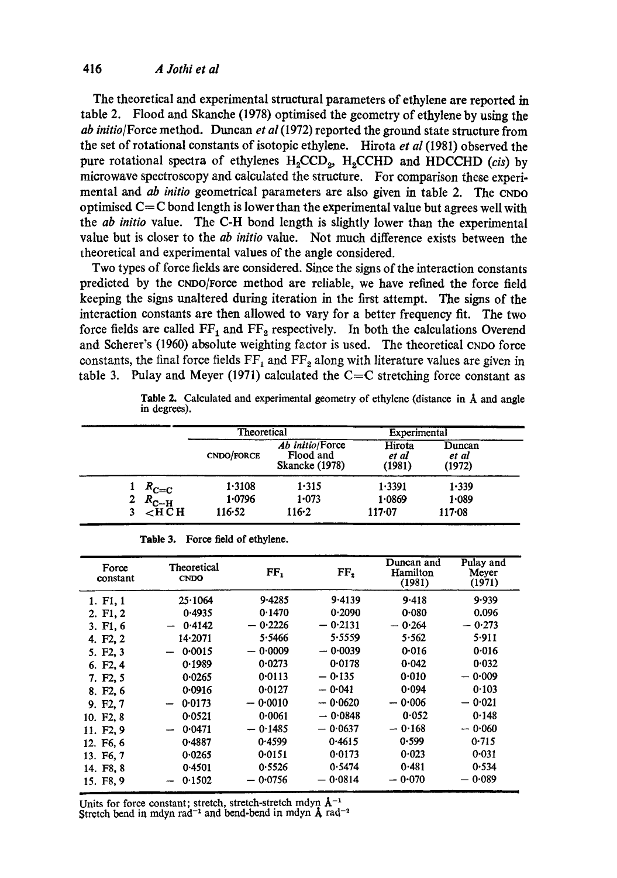The theoretical and experimental structural parameters of ethylene are reported in table 2. Flood and Skanche (1978) optimised the geometry of ethylene by using the *ab initio*/Force method. Duncan *et al* (1972) reported the ground state structure from the set of rotational constants of isotopic ethylene. Hirota *et al* (1981) observed the pure rotational spectra of ethylenes $H_2CCD_2$, $H_2CCHD$ and HDCCHD (*cis*) by microwave spectroscopy and calculated the structure. For comparison these experimental and *ab initio* geometrical parameters are also given in table 2. The CNDO optimised C=C bond length is lower than the experimental value but agrees well with the *ab initio* value. The C-H bond length is slightly lower than the experimental value but is closer to the *ab initio* value. Not much difference exists between the theoretical and experimental values of the angle considered.

Two types of force fields are considered. Since the signs of the interaction constants predicted by the CNDO/FORCE method are reliable, we have refined the force field keeping the signs unaltered during iteration in the first attempt. The signs of the interaction constants are then allowed to vary for a better frequency fit. The two force fields are called $FF_1$ and $FF_2$ respectively. In both the calculations Overend and Scherer's (1960) absolute weighting factor is used. The theoretical CNDO force constants, the final force fields $FF_1$ and $FF_2$ along with literature values are given in table 3. Pulay and Meyer (1971) calculated the C=C stretching force constant as

**Table 2.** Calculated and experimental geometry of ethylene (distance in Å and angle in degrees).

| | Theoretical | | Experimental | |
|---|---|---|---|---|
| | CNDO/FORCE | *Ab initio*/Force Flood and Skancke (1978) | Hirota *et al* (1981) | Duncan *et al* (1972) |
| 1 $R_{C=C}$ | 1·3108 | 1·315 | 1·3391 | 1·339 |
| 2 $R_{C-H}$ | 1·0796 | 1·073 | 1·0869 | 1·089 |
| 3 $<HCH$ | 116·52 | 116·2 | 117·07 | 117·08 |

**Table 3.** Force field of ethylene.

| Force constant | Theoretical CNDO | $FF_1$ | $FF_2$ | Duncan and Hamilton (1981) | Pulay and Meyer (1971) |
|---|---|---|---|---|---|
| 1. F1, 1 | 25·1064 | 9·4285 | 9·4139 | 9·418 | 9·939 |
| 2. F1, 2 | 0·4935 | 0·1470 | 0·2090 | 0·080 | 0.096 |
| 3. F1, 6 | − 0·4142 | − 0·2226 | − 0·2131 | − 0·264 | − 0·273 |
| 4. F2, 2 | 14·2071 | 5·5466 | 5·5559 | 5·562 | 5·911 |
| 5. F2, 3 | − 0·0015 | − 0·0009 | − 0·0039 | 0·016 | 0·016 |
| 6. F2, 4 | 0·1989 | 0·0273 | 0·0178 | 0·042 | 0·032 |
| 7. F2, 5 | 0·0265 | 0·0113 | − 0·135 | 0·010 | − 0·009 |
| 8. F2, 6 | 0·0916 | 0·0127 | − 0·041 | 0·094 | 0·103 |
| 9. F2, 7 | − 0·0173 | − 0·0010 | − 0·0620 | − 0·006 | − 0·021 |
| 10. F2, 8 | 0·0521 | 0·0061 | − 0·0848 | 0·052 | 0·148 |
| 11. F2, 9 | − 0·0471 | − 0·1485 | − 0·0637 | − 0·168 | − 0·060 |
| 12. F6, 6 | 0·4887 | 0·4599 | 0·4615 | 0·599 | 0·715 |
| 13. F6, 7 | 0·0265 | 0·0151 | 0·0173 | 0·023 | 0·031 |
| 14. F8, 8 | 0·4501 | 0·5526 | 0·5474 | 0·481 | 0·534 |
| 15. F8, 9 | − 0·1502 | − 0·0756 | − 0·0814 | − 0·070 | − 0·089 |

Units for force constant; stretch, stretch-stretch mdyn $Å^{-1}$
Stretch bend in mdyn $rad^{-1}$ and bend-bend in mdyn Å $rad^{-2}$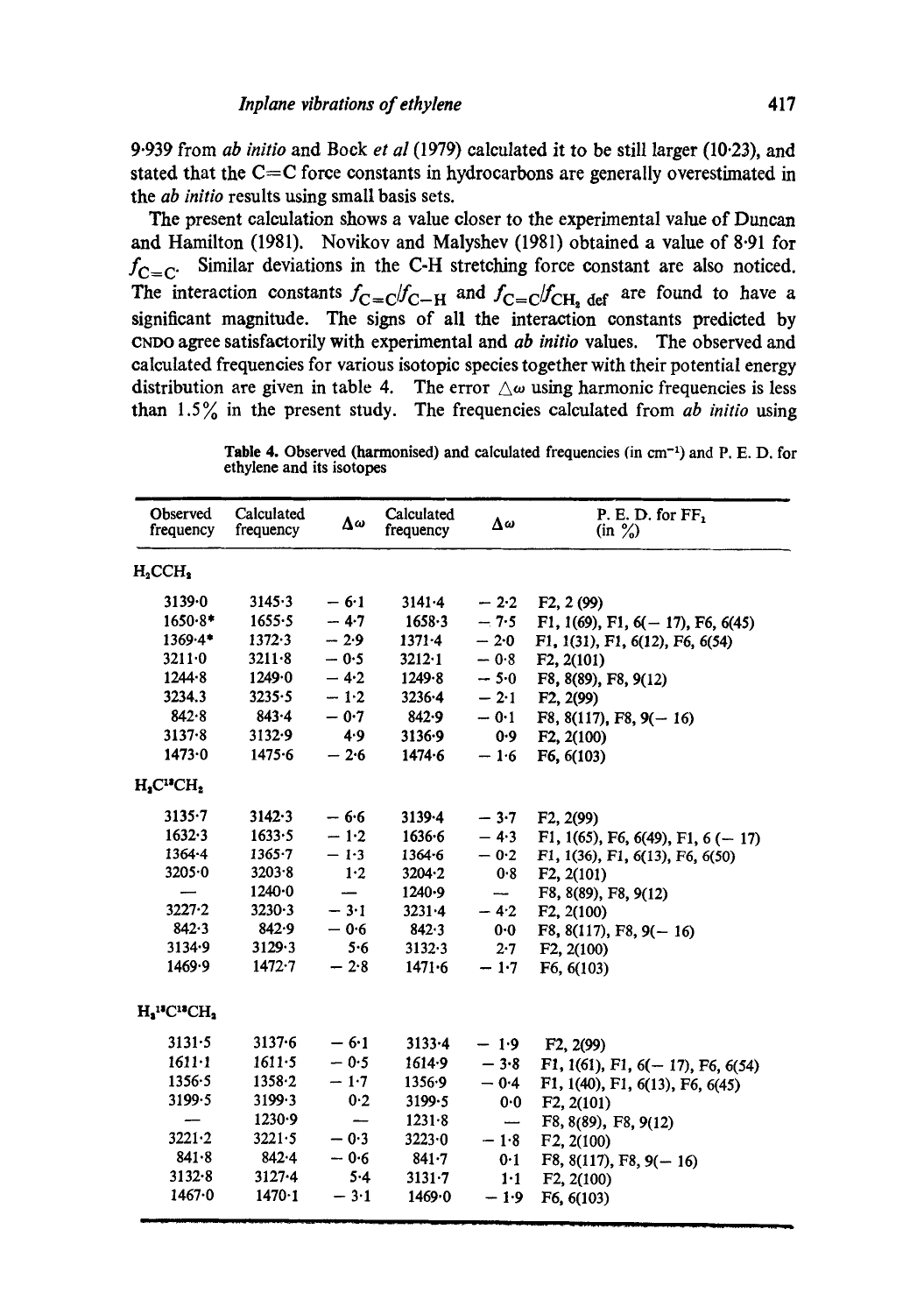9·939 from *ab initio* and Bock *et al* (1979) calculated it to be still larger (10·23), and stated that the C=C force constants in hydrocarbons are generally overestimated in the *ab initio* results using small basis sets.

The present calculation shows a value closer to the experimental value of Duncan and Hamilton (1981). Novikov and Malyshev (1981) obtained a value of 8·91 for $f_{C=C}$. Similar deviations in the C-H stretching force constant are also noticed. The interaction constants $f_{C=C}/f_{C-H}$ and $f_{C=C}/f_{CH_2\,def}$ are found to have a significant magnitude. The signs of all the interaction constants predicted by CNDO agree satisfactorily with experimental and *ab initio* values. The observed and calculated frequencies for various isotopic species together with their potential energy distribution are given in table 4. The error $\triangle\omega$ using harmonic frequencies is less than 1.5% in the present study. The frequencies calculated from *ab initio* using

**Table 4.** Observed (harmonised) and calculated frequencies (in cm$^{-1}$) and P. E. D. for ethylene and its isotopes

| Observed frequency | Calculated frequency | $\Delta\omega$ | Calculated frequency | $\Delta\omega$ | P. E. D. for FF$_1$ (in %) |
|---|---|---|---|---|---|
| $H_2CCH_2$ | | | | | |
| 3139·0 | 3145·3 | − 6·1 | 3141·4 | − 2·2 | F2, 2 (99) |
| 1650·8* | 1655·5 | − 4·7 | 1658·3 | − 7·5 | F1, 1(69), F1, 6(− 17), F6, 6(45) |
| 1369·4* | 1372·3 | − 2·9 | 1371·4 | − 2·0 | F1, 1(31), F1, 6(12), F6, 6(54) |
| 3211·0 | 3211·8 | − 0·5 | 3212·1 | − 0·8 | F2, 2(101) |
| 1244·8 | 1249·0 | − 4·2 | 1249·8 | − 5·0 | F8, 8(89), F8, 9(12) |
| 3234.3 | 3235·5 | − 1·2 | 3236·4 | − 2·1 | F2, 2(99) |
| 842·8 | 843·4 | − 0·7 | 842·9 | − 0·1 | F8, 8(117), F8, 9(− 16) |
| 3137·8 | 3132·9 | 4·9 | 3136·9 | 0·9 | F2, 2(100) |
| 1473·0 | 1475·6 | − 2·6 | 1474·6 | − 1·6 | F6, 6(103) |
| $H_2C^{13}CH_2$ | | | | | |
| 3135·7 | 3142·3 | − 6·6 | 3139·4 | − 3·7 | F2, 2(99) |
| 1632·3 | 1633·5 | − 1·2 | 1636·6 | − 4·3 | F1, 1(65), F6, 6(49), F1, 6 (− 17) |
| 1364·4 | 1365·7 | − 1·3 | 1364·6 | − 0·2 | F1, 1(36), F1, 6(13), F6, 6(50) |
| 3205·0 | 3203·8 | 1·2 | 3204·2 | 0·8 | F2, 2(101) |
| — | 1240·0 | — | 1240·9 | — | F8, 8(89), F8, 9(12) |
| 3227·2 | 3230·3 | − 3·1 | 3231·4 | − 4·2 | F2, 2(100) |
| 842·3 | 842·9 | − 0·6 | 842·3 | 0·0 | F8, 8(117), F8, 9(− 16) |
| 3134·9 | 3129·3 | 5·6 | 3132·3 | 2·7 | F2, 2(100) |
| 1469·9 | 1472·7 | − 2·8 | 1471·6 | − 1·7 | F6, 6(103) |
| $H_2{}^{13}C^{13}CH_2$ | | | | | |
| 3131·5 | 3137·6 | − 6·1 | 3133·4 | − 1·9 | F2, 2(99) |
| 1611·1 | 1611·5 | − 0·5 | 1614·9 | − 3·8 | F1, 1(61), F1, 6(− 17), F6, 6(54) |
| 1356·5 | 1358·2 | − 1·7 | 1356·9 | − 0·4 | F1, 1(40), F1, 6(13), F6, 6(45) |
| 3199·5 | 3199·3 | 0·2 | 3199·5 | 0·0 | F2, 2(101) |
| — | 1230·9 | — | 1231·8 | — | F8, 8(89), F8, 9(12) |
| 3221·2 | 3221·5 | − 0·3 | 3223·0 | − 1·8 | F2, 2(100) |
| 841·8 | 842·4 | − 0·6 | 841·7 | 0·1 | F8, 8(117), F8, 9(− 16) |
| 3132·8 | 3127·4 | 5·4 | 3131·7 | 1·1 | F2, 2(100) |
| 1467·0 | 1470·1 | − 3·1 | 1469·0 | − 1·9 | F6, 6(103) |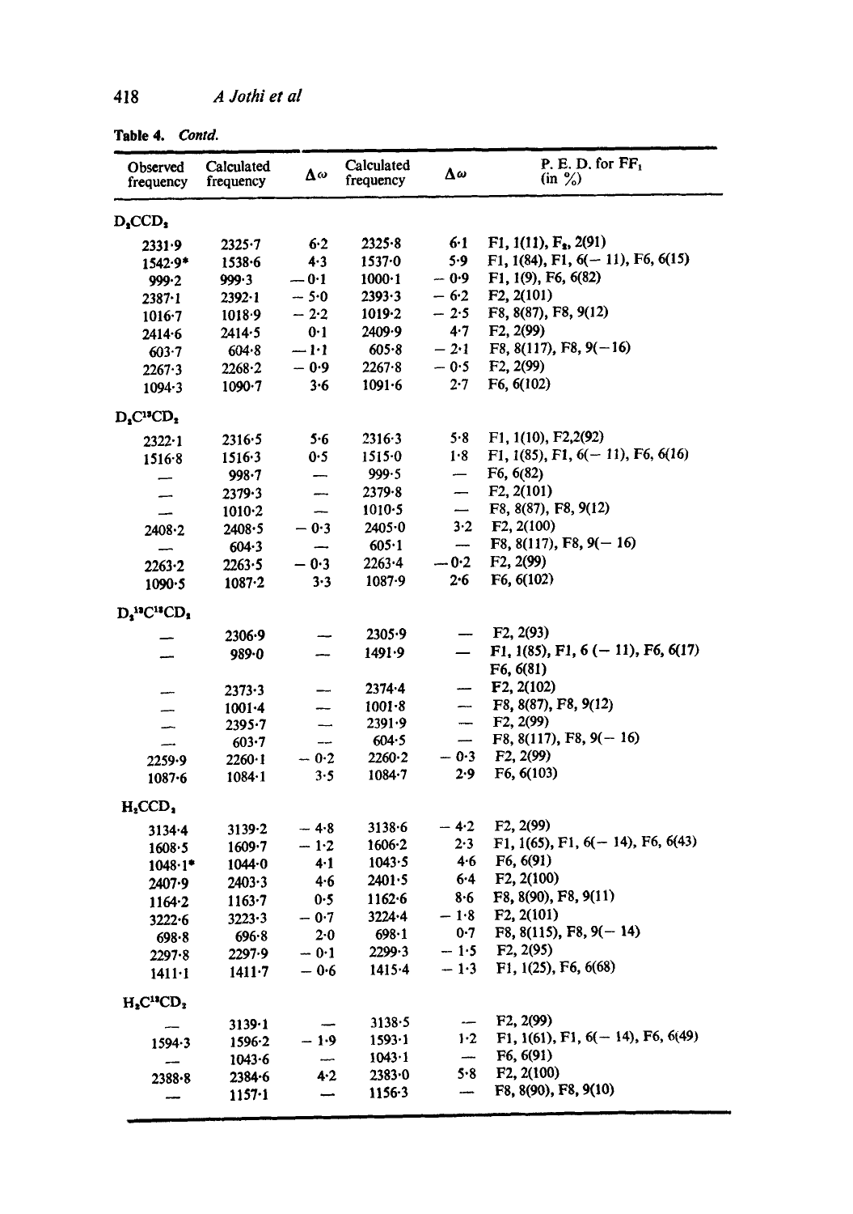**Table 4.** *Contd.*

| Observed frequency | Calculated frequency | $\Delta\omega$ | Calculated frequency | $\Delta\omega$ | P. E. D. for $FF_1$ (in %) |
|---|---|---|---|---|---|
| $D_2CCD_2$ | | | | | |
| 2331·9 | 2325·7 | 6·2 | 2325·8 | 6·1 | F1, 1(11), $F_2$, 2(91) |
| 1542·9* | 1538·6 | 4·3 | 1537·0 | 5·9 | F1, 1(84), F1, 6(− 11), F6, 6(15) |
| 999·2 | 999·3 | − 0·1 | 1000·1 | − 0·9 | F1, 1(9), F6, 6(82) |
| 2387·1 | 2392·1 | − 5·0 | 2393·3 | − 6·2 | F2, 2(101) |
| 1016·7 | 1018·9 | − 2·2 | 1019·2 | − 2·5 | F8, 8(87), F8, 9(12) |
| 2414·6 | 2414·5 | 0·1 | 2409·9 | 4·7 | F2, 2(99) |
| 603·7 | 604·8 | − 1·1 | 605·8 | − 2·1 | F8, 8(117), F8, 9(−16) |
| 2267·3 | 2268·2 | − 0·9 | 2267·8 | − 0·5 | F2, 2(99) |
| 1094·3 | 1090·7 | 3·6 | 1091·6 | 2·7 | F6, 6(102) |
| $D_2C^{13}CD_2$ | | | | | |
| 2322·1 | 2316·5 | 5·6 | 2316·3 | 5·8 | F1, 1(10), F2,2(92) |
| 1516·8 | 1516·3 | 0·5 | 1515·0 | 1·8 | F1, 1(85), F1, 6(− 11), F6, 6(16) |
| — | 998·7 | — | 999·5 | — | F6, 6(82) |
| — | 2379·3 | — | 2379·8 | — | F2, 2(101) |
| — | 1010·2 | — | 1010·5 | — | F8, 8(87), F8, 9(12) |
| 2408·2 | 2408·5 | − 0·3 | 2405·0 | 3·2 | F2, 2(100) |
| — | 604·3 | — | 605·1 | — | F8, 8(117), F8, 9(− 16) |
| 2263·2 | 2263·5 | − 0·3 | 2263·4 | − 0·2 | F2, 2(99) |
| 1090·5 | 1087·2 | 3·3 | 1087·9 | 2·6 | F6, 6(102) |
| $D_2{}^{13}C^{13}CD_2$ | | | | | |
| — | 2306·9 | — | 2305·9 | — | F2, 2(93) |
| — | 989·0 | — | 1491·9 | — | F1, 1(85), F1, 6 (− 11), F6, 6(17) F6, 6(81) |
| — | 2373·3 | — | 2374·4 | — | F2, 2(102) |
| — | 1001·4 | — | 1001·8 | — | F8, 8(87), F8, 9(12) |
| — | 2395·7 | — | 2391·9 | — | F2, 2(99) |
| — | 603·7 | — | 604·5 | — | F8, 8(117), F8, 9(− 16) |
| 2259·9 | 2260·1 | − 0·2 | 2260·2 | − 0·3 | F2, 2(99) |
| 1087·6 | 1084·1 | 3·5 | 1084·7 | 2·9 | F6, 6(103) |
| $H_2CCD_2$ | | | | | |
| 3134·4 | 3139·2 | − 4·8 | 3138·6 | − 4·2 | F2, 2(99) |
| 1608·5 | 1609·7 | − 1·2 | 1606·2 | 2·3 | F1, 1(65), F1, 6(− 14), F6, 6(43) |
| 1048·1* | 1044·0 | 4·1 | 1043·5 | 4·6 | F6, 6(91) |
| 2407·9 | 2403·3 | 4·6 | 2401·5 | 6·4 | F2, 2(100) |
| 1164·2 | 1163·7 | 0·5 | 1162·6 | 8·6 | F8, 8(90), F8, 9(11) |
| 3222·6 | 3223·3 | − 0·7 | 3224·4 | − 1·8 | F2, 2(101) |
| 698·8 | 696·8 | 2·0 | 698·1 | 0·7 | F8, 8(115), F8, 9(− 14) |
| 2297·8 | 2297·9 | − 0·1 | 2299·3 | − 1·5 | F2, 2(95) |
| 1411·1 | 1411·7 | − 0·6 | 1415·4 | − 1·3 | F1, 1(25), F6, 6(68) |
| $H_2C^{13}CD_2$ | | | | | |
| — | 3139·1 | — | 3138·5 | — | F2, 2(99) |
| 1594·3 | 1596·2 | − 1·9 | 1593·1 | 1·2 | F1, 1(61), F1, 6(− 14), F6, 6(49) |
| — | 1043·6 | — | 1043·1 | — | F6, 6(91) |
| 2388·8 | 2384·6 | 4·2 | 2383·0 | 5·8 | F2, 2(100) |
| — | 1157·1 | — | 1156·3 | — | F8, 8(90), F8, 9(10) |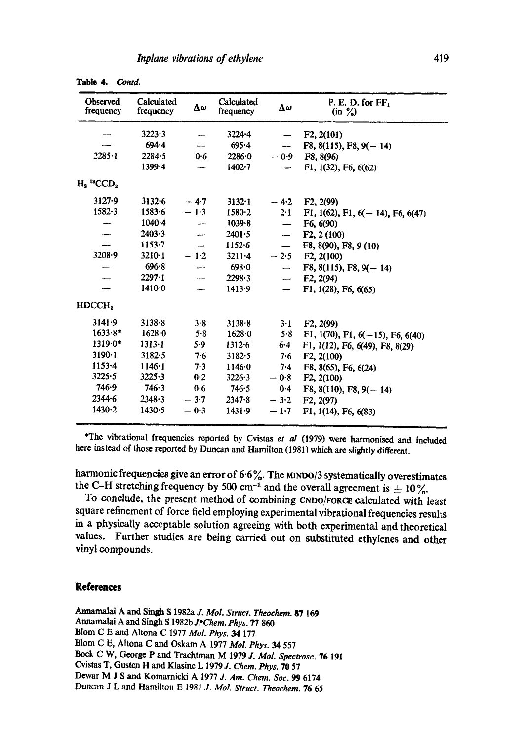**Table 4.** *Contd.*

| Observed frequency | Calculated frequency | $\Delta\omega$ | Calculated frequency | $\Delta\omega$ | P. E. D. for $FF_1$ (in %) |
|---|---|---|---|---|---|
| — | 3223·3 | — | 3224·4 | — | F2, 2(101) |
| — | 694·4 | — | 695·4 | — | F8, 8(115), F8, 9(− 14) |
| 2285·1 | 2284·5 | 0·6 | 2286·0 | − 0·9 | F8, 8(96) |
| | 1399·4 | — | 1402·7 | — | F1, 1(32), F6, 6(62) |
| $H_2\,^{13}CCD_2$ | | | | | |
| 3127·9 | 3132·6 | − 4·7 | 3132·1 | − 4·2 | F2, 2(99) |
| 1582·3 | 1583·6 | − 1·3 | 1580·2 | 2·1 | F1, 1(62), F1, 6(− 14), F6, 6(47) |
| — | 1040·4 | — | 1039·8 | — | F6, 6(90) |
| — | 2403·3 | — | 2401·5 | — | F2, 2 (100) |
| — | 1153·7 | — | 1152·6 | — | F8, 8(90), F8, 9 (10) |
| 3208·9 | 3210·1 | − 1·2 | 3211·4 | − 2·5 | F2, 2(100) |
| — | 696·8 | — | 698·0 | — | F8, 8(115), F8, 9(− 14) |
| — | 2297·1 | — | 2298·3 | — | F2, 2(94) |
| — | 1410·0 | — | 1413·9 | — | F1, 1(28), F6, 6(65) |
| $HDCCH_2$ | | | | | |
| 3141·9 | 3138·8 | 3·8 | 3138·8 | 3·1 | F2, 2(99) |
| 1633·8* | 1628·0 | 5·8 | 1628·0 | 5·8 | F1, 1(70), F1, 6(−15), F6, 6(40) |
| 1319·0* | 1313·1 | 5·9 | 1312·6 | 6·4 | F1, 1(12), F6, 6(49), F8, 8(29) |
| 3190·1 | 3182·5 | 7·6 | 3182·5 | 7·6 | F2, 2(100) |
| 1153·4 | 1146·1 | 7·3 | 1146·0 | 7·4 | F8, 8(65), F6, 6(24) |
| 3225·5 | 3225·3 | 0·2 | 3226·3 | − 0·8 | F2, 2(100) |
| 746·9 | 746·3 | 0·6 | 746·5 | 0·4 | F8, 8(110), F8, 9(− 14) |
| 2344·6 | 2348·3 | − 3·7 | 2347·8 | − 3·2 | F2, 2(97) |
| 1430·2 | 1430·5 | − 0·3 | 1431·9 | − 1·7 | F1, 1(14), F6, 6(83) |

*The vibrational frequencies reported by Cvistas *et al* (1979) were harmonised and included here instead of those reported by Duncan and Hamilton (1981) which are slightly different.

harmonic frequencies give an error of 6·6%. The MINDO/3 systematically overestimates the C–H stretching frequency by 500 $cm^{-1}$ and the overall agreement is $\pm$ 10%.

To conclude, the present method of combining CNDO/FORCE calculated with least square refinement of force field employing experimental vibrational frequencies results in a physically acceptable solution agreeing with both experimental and theoretical values. Further studies are being carried out on substituted ethylenes and other vinyl compounds.

## References

Annamalai A and Singh S 1982a *J. Mol. Struct. Theochem.* **87** 169
Annamalai A and Singh S 1982b *J. Chem. Phys.* **77** 860
Blom C E and Altona C 1977 *Mol. Phys.* **34** 177
Blom C E, Altona C and Oskam A 1977 *Mol. Phys.* **34** 557
Bock C W, George P and Trachtman M 1979 *J. Mol. Spectrosc.* **76** 191
Cvistas T, Gusten H and Klasinc L 1979 *J. Chem. Phys.* **70** 57
Dewar M J S and Komarnicki A 1977 *J. Am. Chem. Soc.* **99** 6174
Duncan J L and Hamilton E 1981 *J. Mol. Struct. Theochem.* **76** 65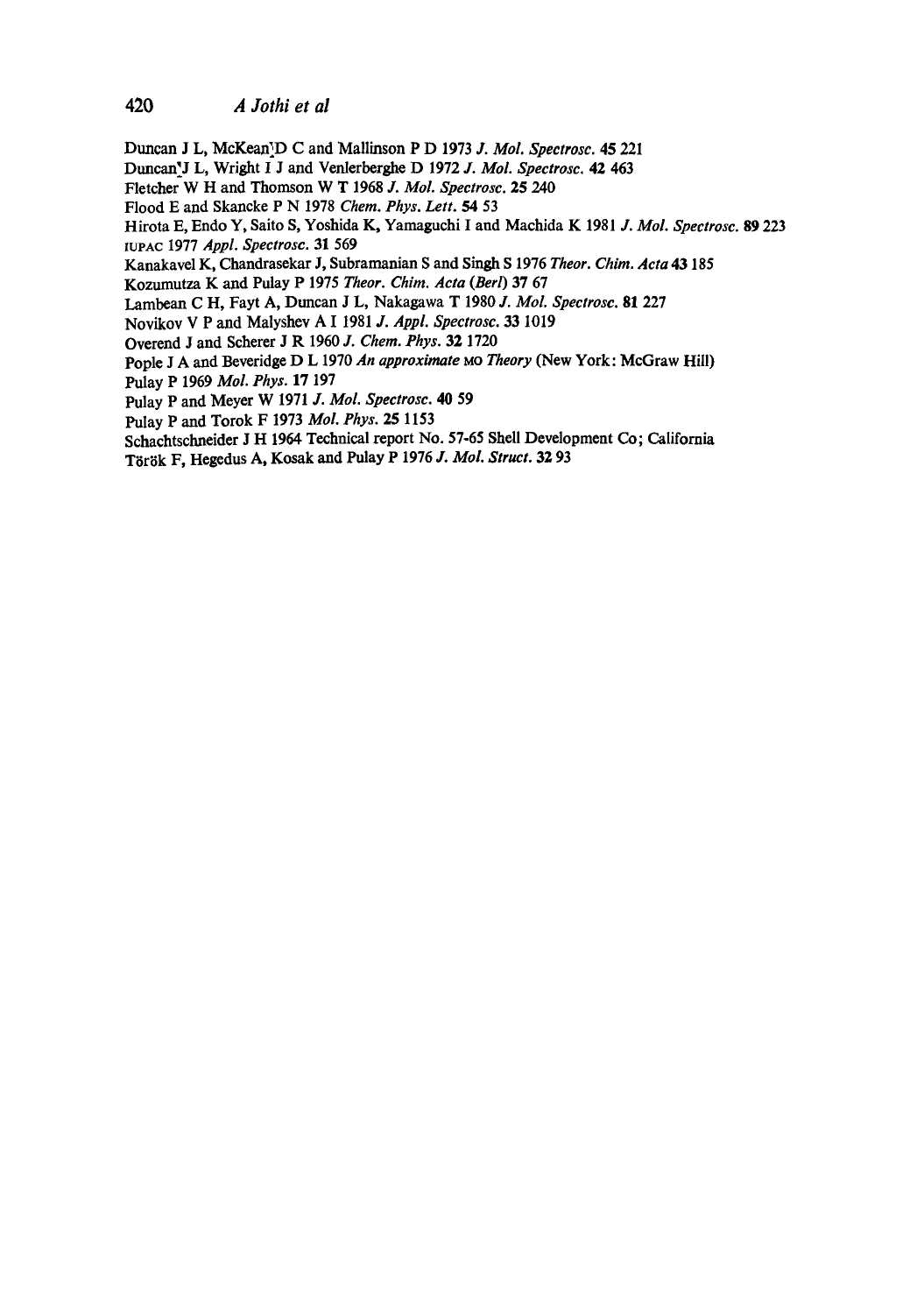Duncan J L, McKean D C and Mallinson P D 1973 *J. Mol. Spectrosc.* **45** 221

Duncan J L, Wright I J and Venlerberghe D 1972 *J. Mol. Spectrosc.* **42** 463

Fletcher W H and Thomson W T 1968 *J. Mol. Spectrosc.* **25** 240

Flood E and Skancke P N 1978 *Chem. Phys. Lett.* **54** 53

Hirota E, Endo Y, Saito S, Yoshida K, Yamaguchi I and Machida K 1981 *J. Mol. Spectrosc.* **89** 223

IUPAC 1977 *Appl. Spectrosc.* **31** 569

Kanakavel K, Chandrasekar J, Subramanian S and Singh S 1976 *Theor. Chim. Acta* **43** 185

Kozumutza K and Pulay P 1975 *Theor. Chim. Acta (Berl)* **37** 67

Lambean C H, Fayt A, Duncan J L, Nakagawa T 1980 *J. Mol. Spectrosc.* **81** 227

Novikov V P and Malyshev A I 1981 *J. Appl. Spectrosc.* **33** 1019

Overend J and Scherer J R 1960 *J. Chem. Phys.* **32** 1720

Pople J A and Beveridge D L 1970 *An approximate* MO *Theory* (New York: McGraw Hill)

Pulay P 1969 *Mol. Phys.* **17** 197

Pulay P and Meyer W 1971 *J. Mol. Spectrosc.* **40** 59

Pulay P and Torok F 1973 *Mol. Phys.* **25** 1153

Schachtschneider J H 1964 Technical report No. 57-65 Shell Development Co; California

Török F, Hegedus A, Kosak and Pulay P 1976 *J. Mol. Struct.* **32** 93